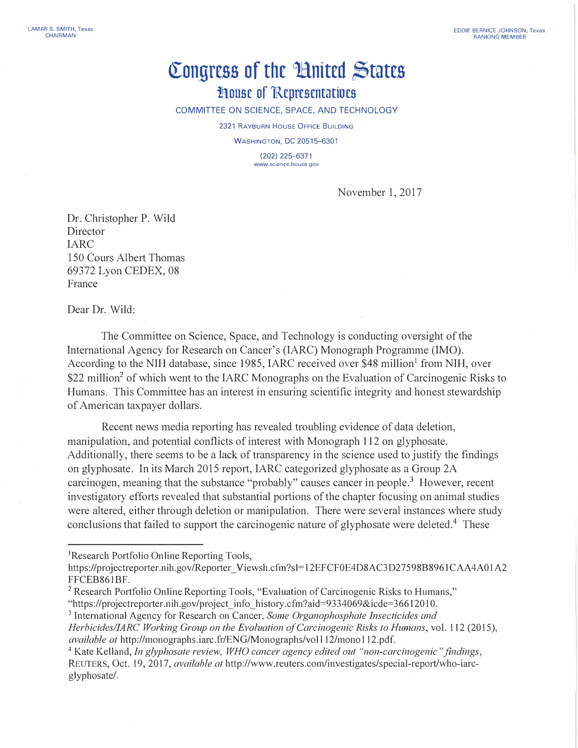LAMAR S. SMITH, Texas
CHAIRMAN

EDDIE BERNICE JOHNSON, Texas
RANKING MEMBER

# Congress of the United States
## House of Representatives

COMMITTEE ON SCIENCE, SPACE, AND TECHNOLOGY

2321 RAYBURN HOUSE OFFICE BUILDING

WASHINGTON, DC 20515–6301

(202) 225–6371
www.science.house.gov

November 1, 2017

Dr. Christopher P. Wild
Director
IARC
150 Cours Albert Thomas
69372 Lyon CEDEX, 08
France

Dear Dr. Wild:

The Committee on Science, Space, and Technology is conducting oversight of the International Agency for Research on Cancer's (IARC) Monograph Programme (IMO). According to the NIH database, since 1985, IARC received over $48 million[1] from NIH, over $22 million[2] of which went to the IARC Monographs on the Evaluation of Carcinogenic Risks to Humans. This Committee has an interest in ensuring scientific integrity and honest stewardship of American taxpayer dollars.

Recent news media reporting has revealed troubling evidence of data deletion, manipulation, and potential conflicts of interest with Monograph 112 on glyphosate. Additionally, there seems to be a lack of transparency in the science used to justify the findings on glyphosate. In its March 2015 report, IARC categorized glyphosate as a Group 2A carcinogen, meaning that the substance "probably" causes cancer in people.[3] However, recent investigatory efforts revealed that substantial portions of the chapter focusing on animal studies were altered, either through deletion or manipulation. There were several instances where study conclusions that failed to support the carcinogenic nature of glyphosate were deleted.[4] These

---

[1] Research Portfolio Online Reporting Tools, https://projectreporter.nih.gov/Reporter_Viewsh.cfm?sl=12EFCF0E4D8AC3D27598B8961CAA4A01A2FFCEB861BF.

[2] Research Portfolio Online Reporting Tools, "Evaluation of Carcinogenic Risks to Humans," "https://projectreporter.nih.gov/project_info_history.cfm?aid=9334069&icde=36612010.

[3] International Agency for Research on Cancer, *Some Organophosphate Insecticides and Herbicides/IARC Working Group on the Evaluation of Carcinogenic Risks to Humans*, vol. 112 (2015), *available at* http://monographs.iarc.fr/ENG/Monographs/vol112/mono112.pdf.

[4] Kate Kelland, *In glyphosate review, WHO cancer agency edited out "non-carcinogenic" findings*, REUTERS, Oct. 19, 2017, *available at* http://www.reuters.com/investigates/special-report/who-iarc-glyphosate/.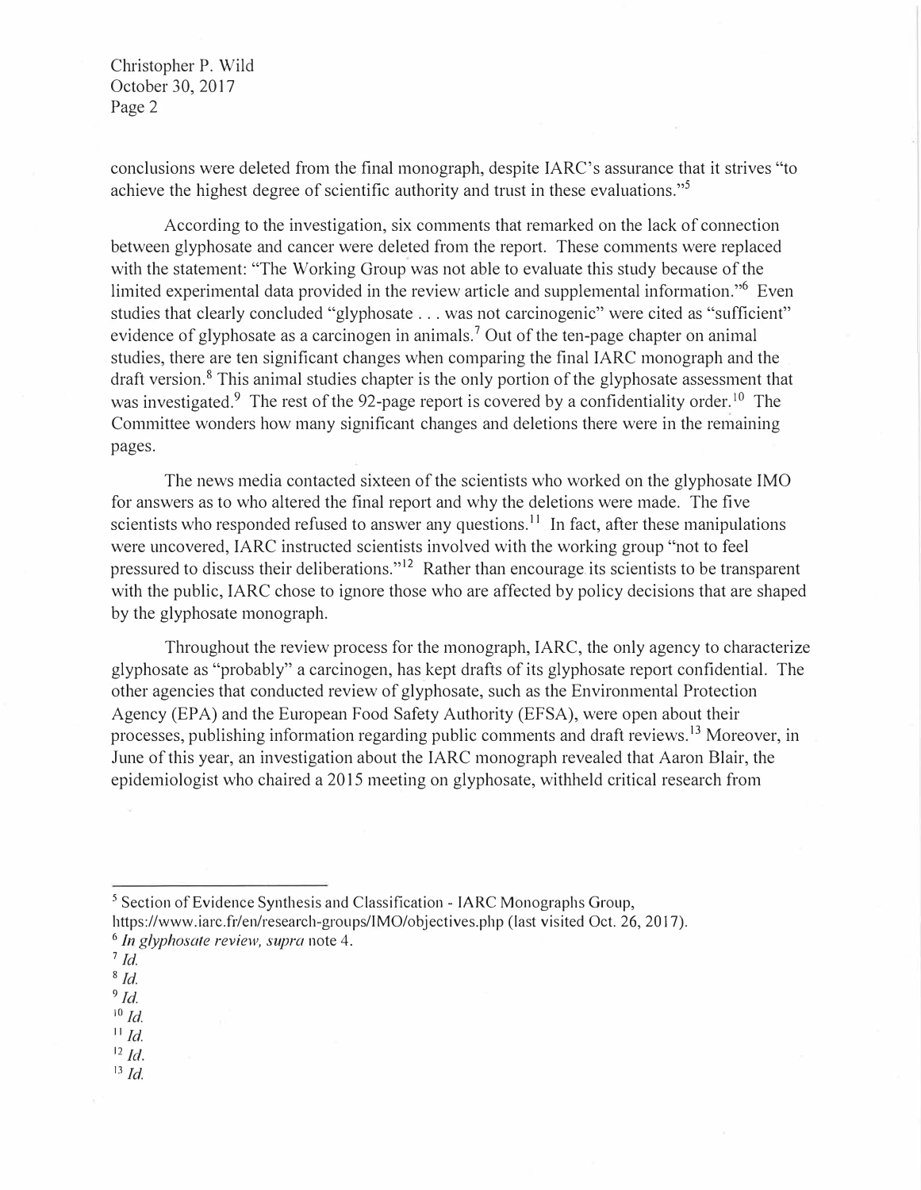conclusions were deleted from the final monograph, despite IARC's assurance that it strives "to achieve the highest degree of scientific authority and trust in these evaluations."[5]

According to the investigation, six comments that remarked on the lack of connection between glyphosate and cancer were deleted from the report. These comments were replaced with the statement: "The Working Group was not able to evaluate this study because of the limited experimental data provided in the review article and supplemental information."[6] Even studies that clearly concluded "glyphosate . . . was not carcinogenic" were cited as "sufficient" evidence of glyphosate as a carcinogen in animals.[7] Out of the ten-page chapter on animal studies, there are ten significant changes when comparing the final IARC monograph and the draft version.[8] This animal studies chapter is the only portion of the glyphosate assessment that was investigated.[9] The rest of the 92-page report is covered by a confidentiality order.[10] The Committee wonders how many significant changes and deletions there were in the remaining pages.

The news media contacted sixteen of the scientists who worked on the glyphosate IMO for answers as to who altered the final report and why the deletions were made. The five scientists who responded refused to answer any questions.[11] In fact, after these manipulations were uncovered, IARC instructed scientists involved with the working group "not to feel pressured to discuss their deliberations."[12] Rather than encourage its scientists to be transparent with the public, IARC chose to ignore those who are affected by policy decisions that are shaped by the glyphosate monograph.

Throughout the review process for the monograph, IARC, the only agency to characterize glyphosate as "probably" a carcinogen, has kept drafts of its glyphosate report confidential. The other agencies that conducted review of glyphosate, such as the Environmental Protection Agency (EPA) and the European Food Safety Authority (EFSA), were open about their processes, publishing information regarding public comments and draft reviews.[13] Moreover, in June of this year, an investigation about the IARC monograph revealed that Aaron Blair, the epidemiologist who chaired a 2015 meeting on glyphosate, withheld critical research from

---

[5] Section of Evidence Synthesis and Classification - IARC Monographs Group, https://www.iarc.fr/en/research-groups/IMO/objectives.php (last visited Oct. 26, 2017).

[6] *In glyphosate review, supra* note 4.

[7] *Id.*

[8] *Id.*

[9] *Id.*

[10] *Id.*

[11] *Id.*

[12] *Id.*

[13] *Id.*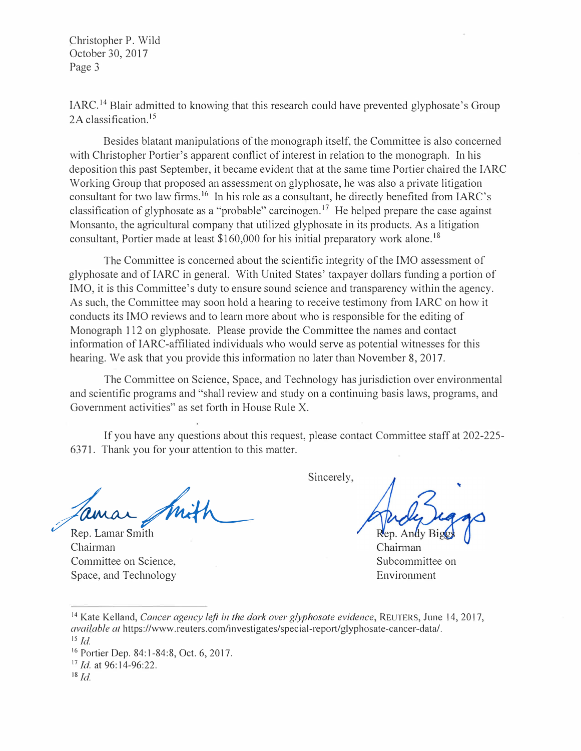IARC.[14] Blair admitted to knowing that this research could have prevented glyphosate's Group 2A classification.[15]

Besides blatant manipulations of the monograph itself, the Committee is also concerned with Christopher Portier's apparent conflict of interest in relation to the monograph. In his deposition this past September, it became evident that at the same time Portier chaired the IARC Working Group that proposed an assessment on glyphosate, he was also a private litigation consultant for two law firms.[16] In his role as a consultant, he directly benefited from IARC's classification of glyphosate as a "probable" carcinogen.[17] He helped prepare the case against Monsanto, the agricultural company that utilized glyphosate in its products. As a litigation consultant, Portier made at least $160,000 for his initial preparatory work alone.[18]

The Committee is concerned about the scientific integrity of the IMO assessment of glyphosate and of IARC in general. With United States' taxpayer dollars funding a portion of IMO, it is this Committee's duty to ensure sound science and transparency within the agency. As such, the Committee may soon hold a hearing to receive testimony from IARC on how it conducts its IMO reviews and to learn more about who is responsible for the editing of Monograph 112 on glyphosate. Please provide the Committee the names and contact information of IARC-affiliated individuals who would serve as potential witnesses for this hearing. We ask that you provide this information no later than November 8, 2017.

The Committee on Science, Space, and Technology has jurisdiction over environmental and scientific programs and "shall review and study on a continuing basis laws, programs, and Government activities" as set forth in House Rule X.

If you have any questions about this request, please contact Committee staff at 202-225-6371. Thank you for your attention to this matter.

Sincerely,

Rep. Lamar Smith
Chairman
Committee on Science,
Space, and Technology

Rep. Andy Biggs
Chairman
Subcommittee on
Environment

---

[14] Kate Kelland, *Cancer agency left in the dark over glyphosate evidence*, REUTERS, June 14, 2017, *available at* https://www.reuters.com/investigates/special-report/glyphosate-cancer-data/.

[15] *Id.*

[16] Portier Dep. 84:1-84:8, Oct. 6, 2017.

[17] *Id.* at 96:14-96:22.

[18] *Id.*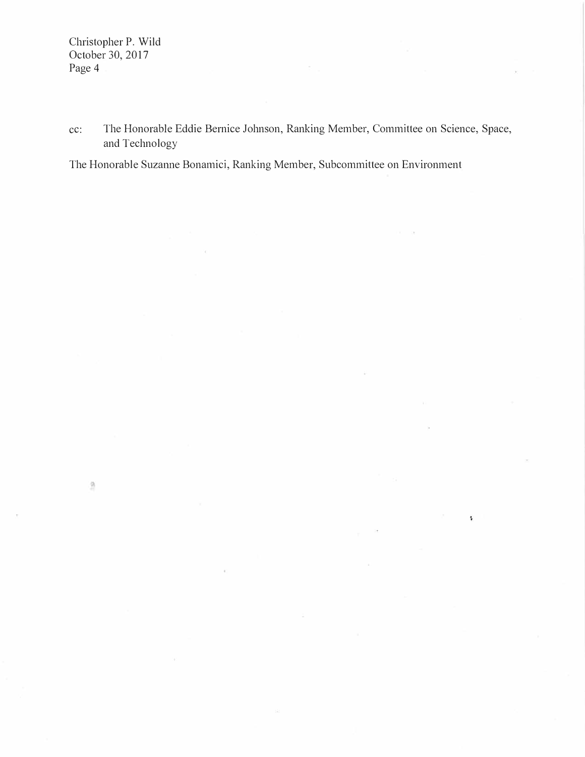cc: The Honorable Eddie Bernice Johnson, Ranking Member, Committee on Science, Space, and Technology

The Honorable Suzanne Bonamici, Ranking Member, Subcommittee on Environment